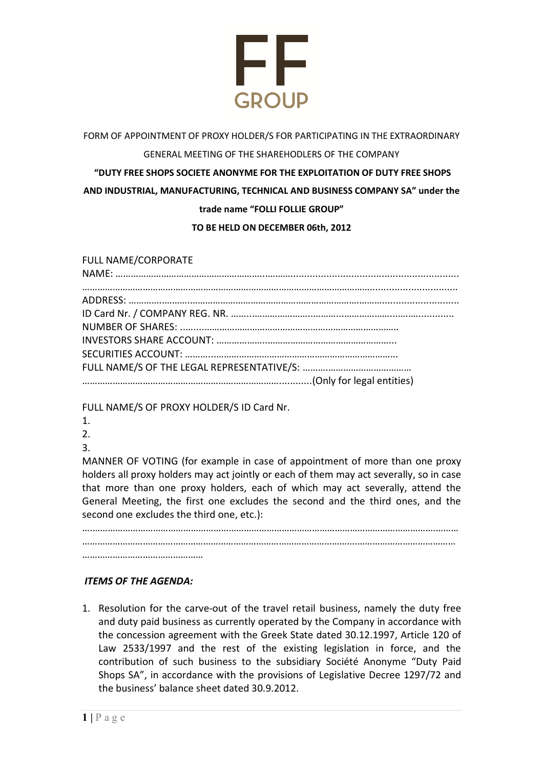FF GROUP

FORM OF APPOINTMENT OF PROXY HOLDER/S FOR PARTICIPATING IN THE EXTRAORDINARY GENERAL MEETING OF THE SHAREHODLERS OF THE COMPANY

**"DUTY FREE SHOPS SOCIETE ANONYME FOR THE EXPLOITATION OF DUTY FREE SHOPS AND INDUSTRIAL, MANUFACTURING, TECHNICAL AND BUSINESS COMPANY SA" under the trade name "FOLLI FOLLIE GROUP"**

**TO BE HELD ON DECEMBER 06th, 2012**

FULL NAME/CORPORATE NAME: ……………………………………………………………………………………………………………

……………………………………………………………………………………………………………………………………

ADDRESS: ……………………………………………………………………………………………………………

ID Card Nr. / COMPANY REG. NR. ……………………………………………………………………………

NUMBER OF SHARES: ……………………………………………………………………………

INVESTORS SHARE ACCOUNT: ………………………………………………………………

SECURITIES ACCOUNT: ……………………………………………………………………………

FULL NAME/S OF THE LEGAL REPRESENTATIVE/S: ……………………………………

…………………………………………………………………………………(Only for legal entities)

FULL NAME/S OF PROXY HOLDER/S ID Card Nr.

1.

2.

3.

MANNER OF VOTING (for example in case of appointment of more than one proxy holders all proxy holders may act jointly or each of them may act severally, so in case that more than one proxy holders, each of which may act severally, attend the General Meeting, the first one excludes the second and the third ones, and the second one excludes the third one, etc.):

……………………………………………………………………………………………………………………………………

……………………………………………………………………………………………………………………………………

…………………………………………

***ITEMS OF THE AGENDA:***

1. Resolution for the carve-out of the travel retail business, namely the duty free and duty paid business as currently operated by the Company in accordance with the concession agreement with the Greek State dated 30.12.1997, Article 120 of Law 2533/1997 and the rest of the existing legislation in force, and the contribution of such business to the subsidiary Société Anonyme "Duty Paid Shops SA", in accordance with the provisions of Legislative Decree 1297/72 and the business' balance sheet dated 30.9.2012.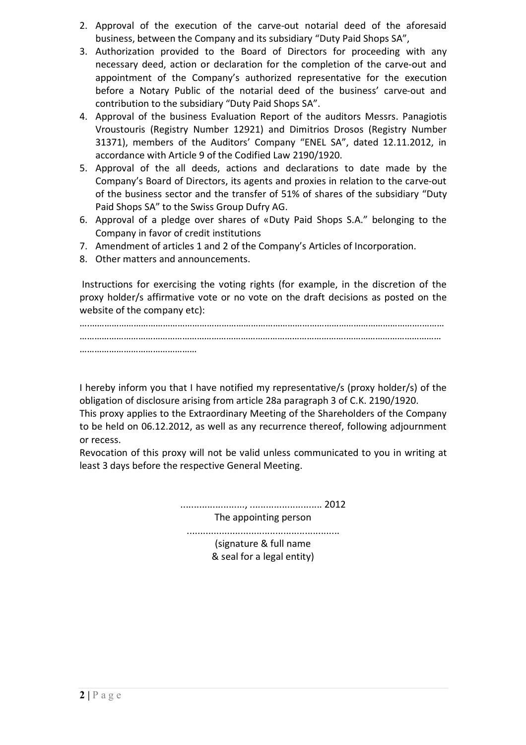2. Approval of the execution of the carve-out notarial deed of the aforesaid business, between the Company and its subsidiary "Duty Paid Shops SA",
3. Authorization provided to the Board of Directors for proceeding with any necessary deed, action or declaration for the completion of the carve-out and appointment of the Company's authorized representative for the execution before a Notary Public of the notarial deed of the business' carve-out and contribution to the subsidiary "Duty Paid Shops SA".
4. Approval of the business Evaluation Report of the auditors Messrs. Panagiotis Vroustouris (Registry Number 12921) and Dimitrios Drosos (Registry Number 31371), members of the Auditors' Company "ENEL SA", dated 12.11.2012, in accordance with Article 9 of the Codified Law 2190/1920.
5. Approval of the all deeds, actions and declarations to date made by the Company's Board of Directors, its agents and proxies in relation to the carve-out of the business sector and the transfer of 51% of shares of the subsidiary "Duty Paid Shops SA" to the Swiss Group Dufry AG.
6. Approval of a pledge over shares of «Duty Paid Shops S.A." belonging to the Company in favor of credit institutions
7. Amendment of articles 1 and 2 of the Company's Articles of Incorporation.
8. Other matters and announcements.

Instructions for exercising the voting rights (for example, in the discretion of the proxy holder/s affirmative vote or no vote on the draft decisions as posted on the website of the company etc):

…………………………………………………………………………………………………………………………………
…………………………………………………………………………………………………………………………………
…………………………………………

I hereby inform you that I have notified my representative/s (proxy holder/s) of the obligation of disclosure arising from article 28a paragraph 3 of C.K. 2190/1920.
This proxy applies to the Extraordinary Meeting of the Shareholders of the Company to be held on 06.12.2012, as well as any recurrence thereof, following adjournment or recess.
Revocation of this proxy will not be valid unless communicated to you in writing at least 3 days before the respective General Meeting.

........................, ........................... 2012

The appointing person

.........................................................

(signature & full name
& seal for a legal entity)